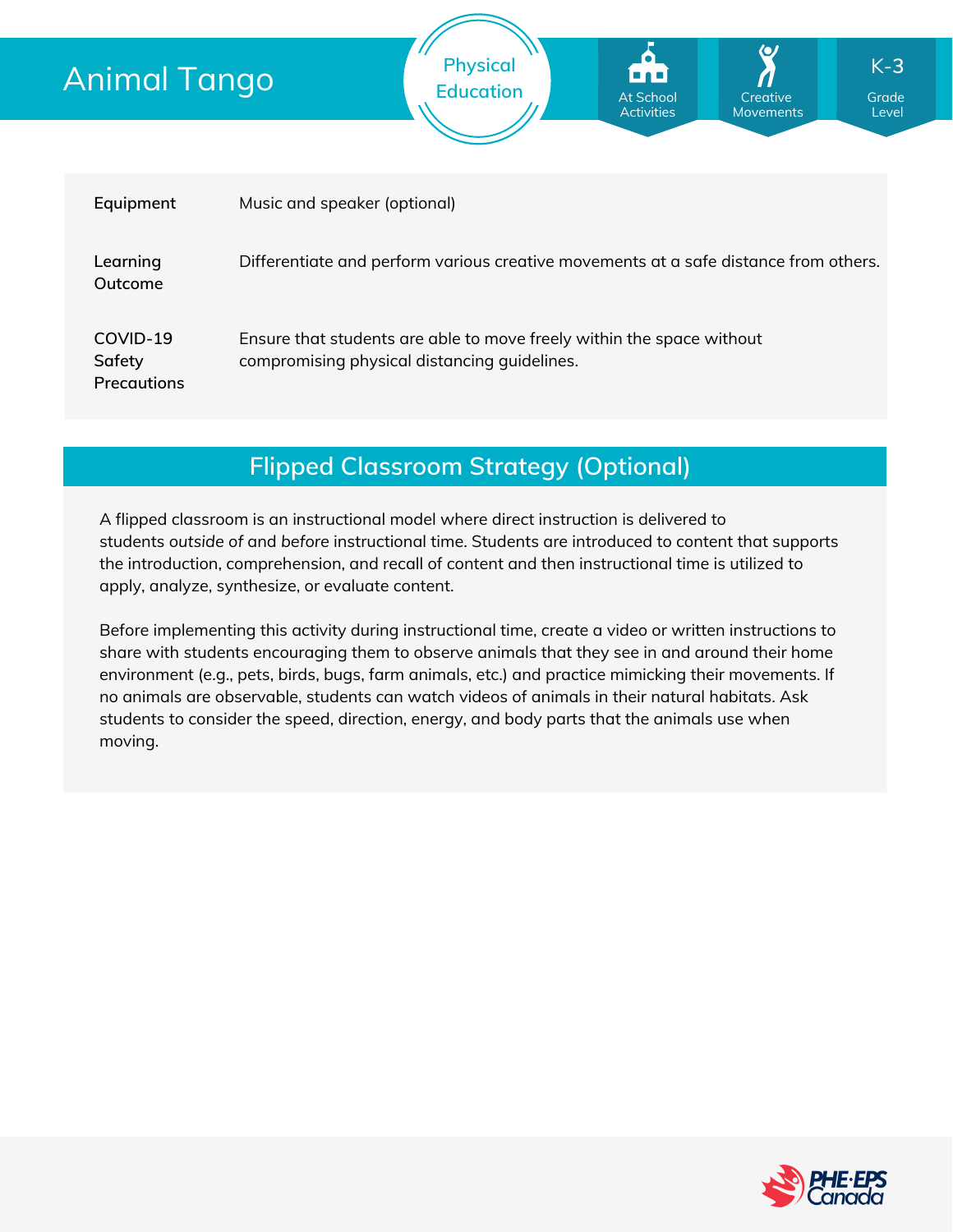# Animal Tango

Physical Education

At School Activities | Creative Movements | K-3 Grade Level

| | |
|---|---|
| **Equipment** | Music and speaker (optional) |
| **Learning Outcome** | Differentiate and perform various creative movements at a safe distance from others. |
| **COVID-19 Safety Precautions** | Ensure that students are able to move freely within the space without compromising physical distancing guidelines. |

## Flipped Classroom Strategy (Optional)

A flipped classroom is an instructional model where direct instruction is delivered to students *outside of* and *before* instructional time. Students are introduced to content that supports the introduction, comprehension, and recall of content and then instructional time is utilized to apply, analyze, synthesize, or evaluate content.

Before implementing this activity during instructional time, create a video or written instructions to share with students encouraging them to observe animals that they see in and around their home environment (e.g., pets, birds, bugs, farm animals, etc.) and practice mimicking their movements. If no animals are observable, students can watch videos of animals in their natural habitats. Ask students to consider the speed, direction, energy, and body parts that the animals use when moving.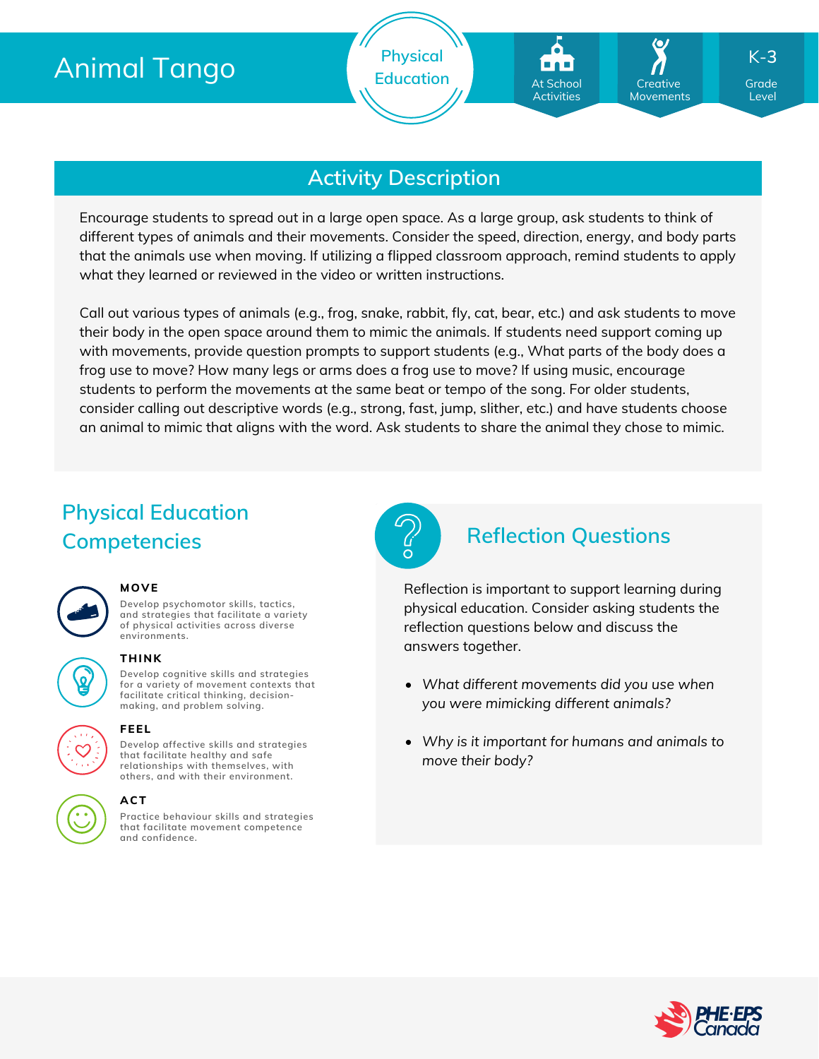# Animal Tango

Physical Education

At School Activities | Creative Movements | K-3 Grade Level

## Activity Description

Encourage students to spread out in a large open space. As a large group, ask students to think of different types of animals and their movements. Consider the speed, direction, energy, and body parts that the animals use when moving. If utilizing a flipped classroom approach, remind students to apply what they learned or reviewed in the video or written instructions.

Call out various types of animals (e.g., frog, snake, rabbit, fly, cat, bear, etc.) and ask students to move their body in the open space around them to mimic the animals. If students need support coming up with movements, provide question prompts to support students (e.g., What parts of the body does a frog use to move? How many legs or arms does a frog use to move? If using music, encourage students to perform the movements at the same beat or tempo of the song. For older students, consider calling out descriptive words (e.g., strong, fast, jump, slither, etc.) and have students choose an animal to mimic that aligns with the word. Ask students to share the animal they chose to mimic.

## Physical Education Competencies

**MOVE**

Develop psychomotor skills, tactics, and strategies that facilitate a variety of physical activities across diverse environments.

**THINK**

Develop cognitive skills and strategies for a variety of movement contexts that facilitate critical thinking, decision-making, and problem solving.

**FEEL**

Develop affective skills and strategies that facilitate healthy and safe relationships with themselves, with others, and with their environment.

**ACT**

Practice behaviour skills and strategies that facilitate movement competence and confidence.

## Reflection Questions

Reflection is important to support learning during physical education. Consider asking students the reflection questions below and discuss the answers together.

- *What different movements did you use when you were mimicking different animals?*
- *Why is it important for humans and animals to move their body?*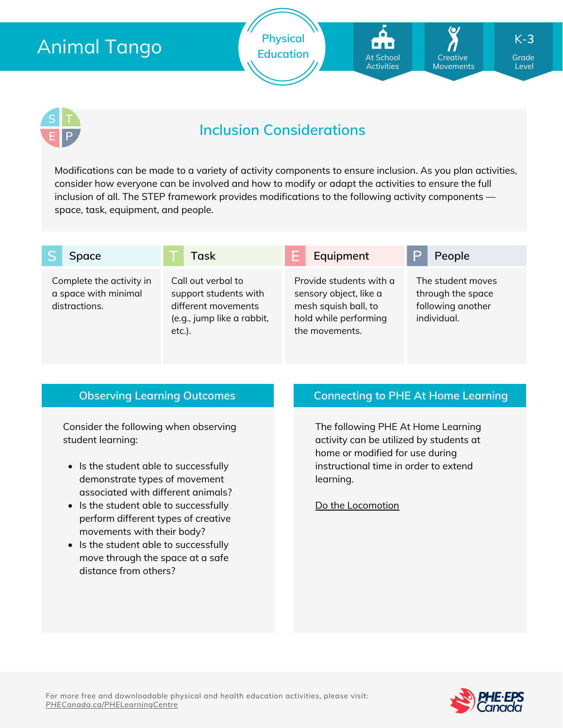# Animal Tango

Physical Education

At School Activities | Creative Movements | K-3 Grade Level

## Inclusion Considerations

Modifications can be made to a variety of activity components to ensure inclusion. As you plan activities, consider how everyone can be involved and how to modify or adapt the activities to ensure the full inclusion of all. The STEP framework provides modifications to the following activity components — space, task, equipment, and people.

| S Space | T Task | E Equipment | P People |
| --- | --- | --- | --- |
| Complete the activity in a space with minimal distractions. | Call out verbal to support students with different movements (e.g., jump like a rabbit, etc.). | Provide students with a sensory object, like a mesh squish ball, to hold while performing the movements. | The student moves through the space following another individual. |

## Observing Learning Outcomes

Consider the following when observing student learning:

- Is the student able to successfully demonstrate types of movement associated with different animals?
- Is the student able to successfully perform different types of creative movements with their body?
- Is the student able to successfully move through the space at a safe distance from others?

## Connecting to PHE At Home Learning

The following PHE At Home Learning activity can be utilized by students at home or modified for use during instructional time in order to extend learning.

Do the Locomotion

For more free and downloadable physical and health education activities, please visit: PHECanada.ca/PHELearningCentre